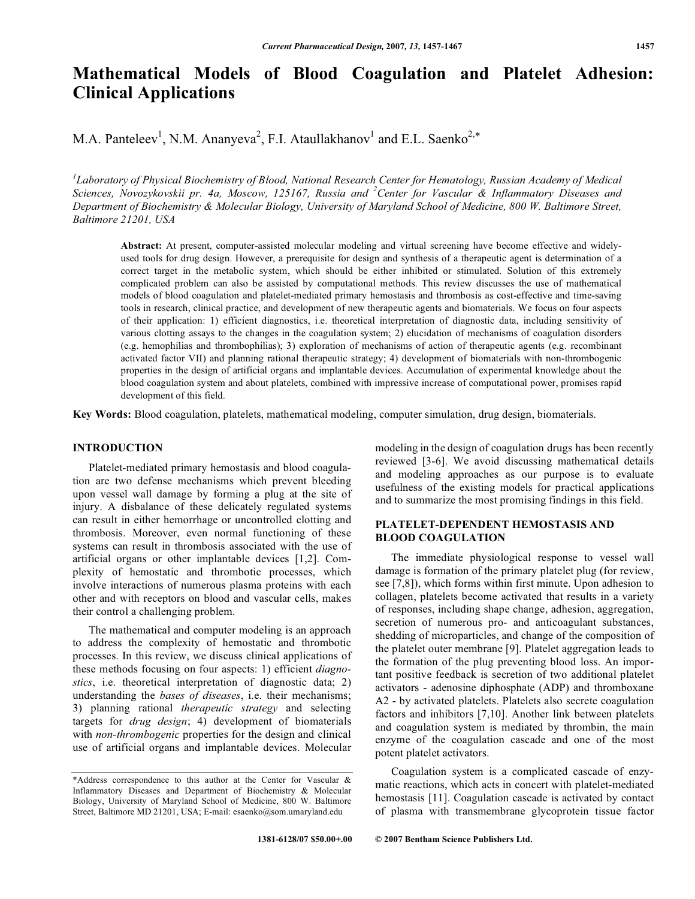# Mathematical Models of Blood Coagulation and Platelet Adhesion: Clinical Applications

M.A. Panteleev[1], N.M. Ananyeva[2], F.I. Ataullakhanov[1] and E.L. Saenko[2,*]

[1]*Laboratory of Physical Biochemistry of Blood, National Research Center for Hematology, Russian Academy of Medical Sciences, Novozykovskii pr. 4a, Moscow, 125167, Russia and* [2]*Center for Vascular & Inflammatory Diseases and Department of Biochemistry & Molecular Biology, University of Maryland School of Medicine, 800 W. Baltimore Street, Baltimore 21201, USA*

**Abstract:** At present, computer-assisted molecular modeling and virtual screening have become effective and widely-used tools for drug design. However, a prerequisite for design and synthesis of a therapeutic agent is determination of a correct target in the metabolic system, which should be either inhibited or stimulated. Solution of this extremely complicated problem can also be assisted by computational methods. This review discusses the use of mathematical models of blood coagulation and platelet-mediated primary hemostasis and thrombosis as cost-effective and time-saving tools in research, clinical practice, and development of new therapeutic agents and biomaterials. We focus on four aspects of their application: 1) efficient diagnostics, i.e. theoretical interpretation of diagnostic data, including sensitivity of various clotting assays to the changes in the coagulation system; 2) elucidation of mechanisms of coagulation disorders (e.g. hemophilias and thrombophilias); 3) exploration of mechanisms of action of therapeutic agents (e.g. recombinant activated factor VII) and planning rational therapeutic strategy; 4) development of biomaterials with non-thrombogenic properties in the design of artificial organs and implantable devices. Accumulation of experimental knowledge about the blood coagulation system and about platelets, combined with impressive increase of computational power, promises rapid development of this field.

**Key Words:** Blood coagulation, platelets, mathematical modeling, computer simulation, drug design, biomaterials.

## INTRODUCTION

Platelet-mediated primary hemostasis and blood coagulation are two defense mechanisms which prevent bleeding upon vessel wall damage by forming a plug at the site of injury. A disbalance of these delicately regulated systems can result in either hemorrhage or uncontrolled clotting and thrombosis. Moreover, even normal functioning of these systems can result in thrombosis associated with the use of artificial organs or other implantable devices [1,2]. Complexity of hemostatic and thrombotic processes, which involve interactions of numerous plasma proteins with each other and with receptors on blood and vascular cells, makes their control a challenging problem.

The mathematical and computer modeling is an approach to address the complexity of hemostatic and thrombotic processes. In this review, we discuss clinical applications of these methods focusing on four aspects: 1) efficient *diagnostics*, i.e. theoretical interpretation of diagnostic data; 2) understanding the *bases of diseases*, i.e. their mechanisms; 3) planning rational *therapeutic strategy* and selecting targets for *drug design*; 4) development of biomaterials with *non-thrombogenic* properties for the design and clinical use of artificial organs and implantable devices. Molecular modeling in the design of coagulation drugs has been recently reviewed [3-6]. We avoid discussing mathematical details and modeling approaches as our purpose is to evaluate usefulness of the existing models for practical applications and to summarize the most promising findings in this field.

## PLATELET-DEPENDENT HEMOSTASIS AND BLOOD COAGULATION

The immediate physiological response to vessel wall damage is formation of the primary platelet plug (for review, see [7,8]), which forms within first minute. Upon adhesion to collagen, platelets become activated that results in a variety of responses, including shape change, adhesion, aggregation, secretion of numerous pro- and anticoagulant substances, shedding of microparticles, and change of the composition of the platelet outer membrane [9]. Platelet aggregation leads to the formation of the plug preventing blood loss. An important positive feedback is secretion of two additional platelet activators - adenosine diphosphate (ADP) and thromboxane A2 - by activated platelets. Platelets also secrete coagulation factors and inhibitors [7,10]. Another link between platelets and coagulation system is mediated by thrombin, the main enzyme of the coagulation cascade and one of the most potent platelet activators.

Coagulation system is a complicated cascade of enzymatic reactions, which acts in concert with platelet-mediated hemostasis [11]. Coagulation cascade is activated by contact of plasma with transmembrane glycoprotein tissue factor

*Address correspondence to this author at the Center for Vascular & Inflammatory Diseases and Department of Biochemistry & Molecular Biology, University of Maryland School of Medicine, 800 W. Baltimore Street, Baltimore MD 21201, USA; E-mail: esaenko@som.umaryland.edu

1381-6128/07 $50.00+.00 © 2007 Bentham Science Publishers Ltd.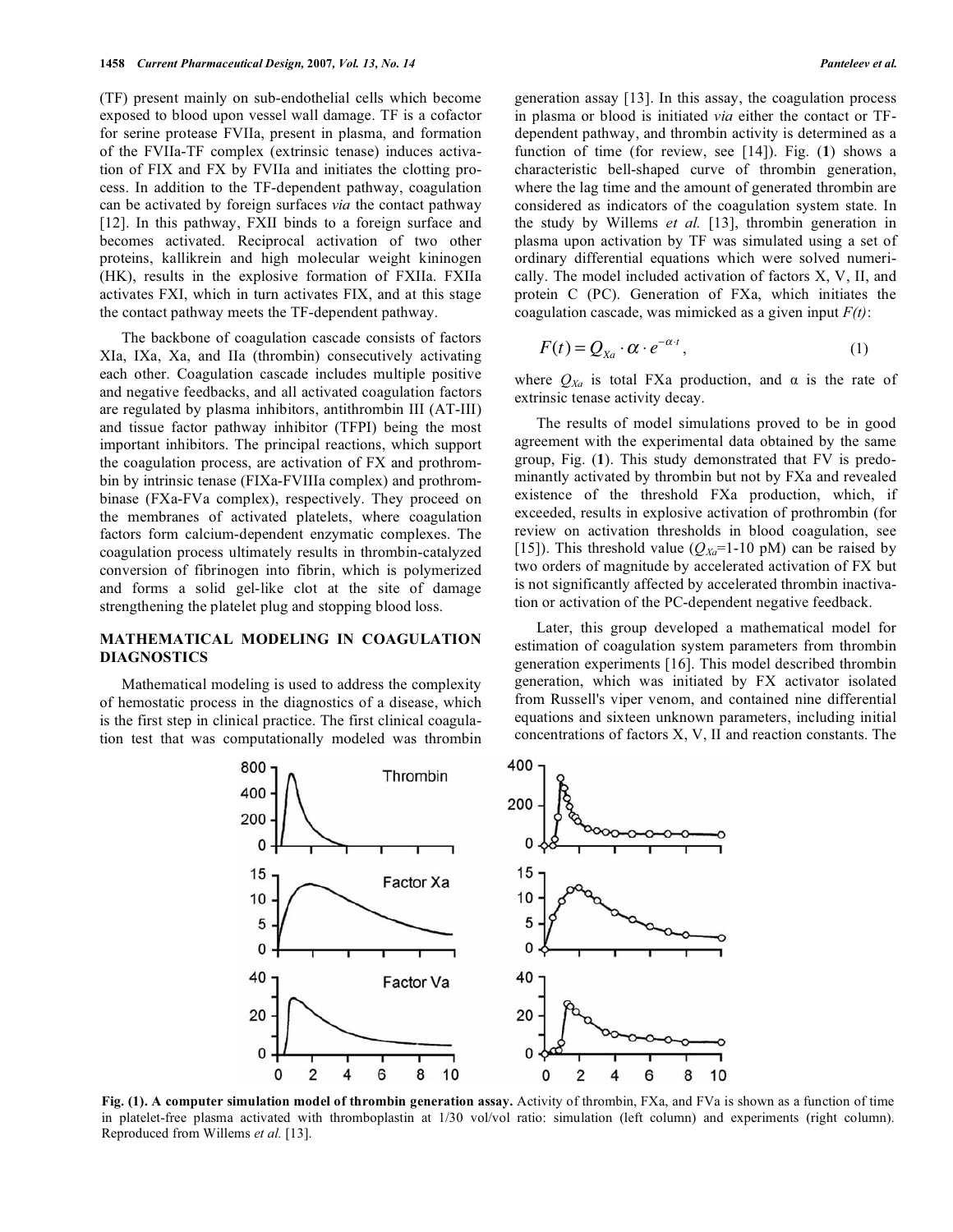(TF) present mainly on sub-endothelial cells which become exposed to blood upon vessel wall damage. TF is a cofactor for serine protease FVIIa, present in plasma, and formation of the FVIIa-TF complex (extrinsic tenase) induces activation of FIX and FX by FVIIa and initiates the clotting process. In addition to the TF-dependent pathway, coagulation can be activated by foreign surfaces *via* the contact pathway [12]. In this pathway, FXII binds to a foreign surface and becomes activated. Reciprocal activation of two other proteins, kallikrein and high molecular weight kininogen (HK), results in the explosive formation of FXIIa. FXIIa activates FXI, which in turn activates FIX, and at this stage the contact pathway meets the TF-dependent pathway.

The backbone of coagulation cascade consists of factors XIa, IXa, Xa, and IIa (thrombin) consecutively activating each other. Coagulation cascade includes multiple positive and negative feedbacks, and all activated coagulation factors are regulated by plasma inhibitors, antithrombin III (AT-III) and tissue factor pathway inhibitor (TFPI) being the most important inhibitors. The principal reactions, which support the coagulation process, are activation of FX and prothrombin by intrinsic tenase (FIXa-FVIIIa complex) and prothrombinase (FXa-FVa complex), respectively. They proceed on the membranes of activated platelets, where coagulation factors form calcium-dependent enzymatic complexes. The coagulation process ultimately results in thrombin-catalyzed conversion of fibrinogen into fibrin, which is polymerized and forms a solid gel-like clot at the site of damage strengthening the platelet plug and stopping blood loss.

## MATHEMATICAL MODELING IN COAGULATION DIAGNOSTICS

Mathematical modeling is used to address the complexity of hemostatic process in the diagnostics of a disease, which is the first step in clinical practice. The first clinical coagulation test that was computationally modeled was thrombin generation assay [13]. In this assay, the coagulation process in plasma or blood is initiated *via* either the contact or TF-dependent pathway, and thrombin activity is determined as a function of time (for review, see [14]). Fig. (**1**) shows a characteristic bell-shaped curve of thrombin generation, where the lag time and the amount of generated thrombin are considered as indicators of the coagulation system state. In the study by Willems *et al.* [13], thrombin generation in plasma upon activation by TF was simulated using a set of ordinary differential equations which were solved numerically. The model included activation of factors X, V, II, and protein C (PC). Generation of FXa, which initiates the coagulation cascade, was mimicked as a given input *F(t)*:

$$F(t) = Q_{Xa} \cdot \alpha \cdot e^{-\alpha \cdot t}, \qquad (1)$$

where $Q_{Xa}$ is total FXa production, and α is the rate of extrinsic tenase activity decay.

The results of model simulations proved to be in good agreement with the experimental data obtained by the same group, Fig. (**1**). This study demonstrated that FV is predominantly activated by thrombin but not by FXa and revealed existence of the threshold FXa production, which, if exceeded, results in explosive activation of prothrombin (for review on activation thresholds in blood coagulation, see [15]). This threshold value ($Q_{Xa}$=1-10 pM) can be raised by two orders of magnitude by accelerated activation of FX but is not significantly affected by accelerated thrombin inactivation or activation of the PC-dependent negative feedback.

Later, this group developed a mathematical model for estimation of coagulation system parameters from thrombin generation experiments [16]. This model described thrombin generation, which was initiated by FX activator isolated from Russell's viper venom, and contained nine differential equations and sixteen unknown parameters, including initial concentrations of factors X, V, II and reaction constants. The

**Fig. (1). A computer simulation model of thrombin generation assay.** Activity of thrombin, FXa, and FVa is shown as a function of time in platelet-free plasma activated with thromboplastin at 1/30 vol/vol ratio: simulation (left column) and experiments (right column). Reproduced from Willems *et al.* [13].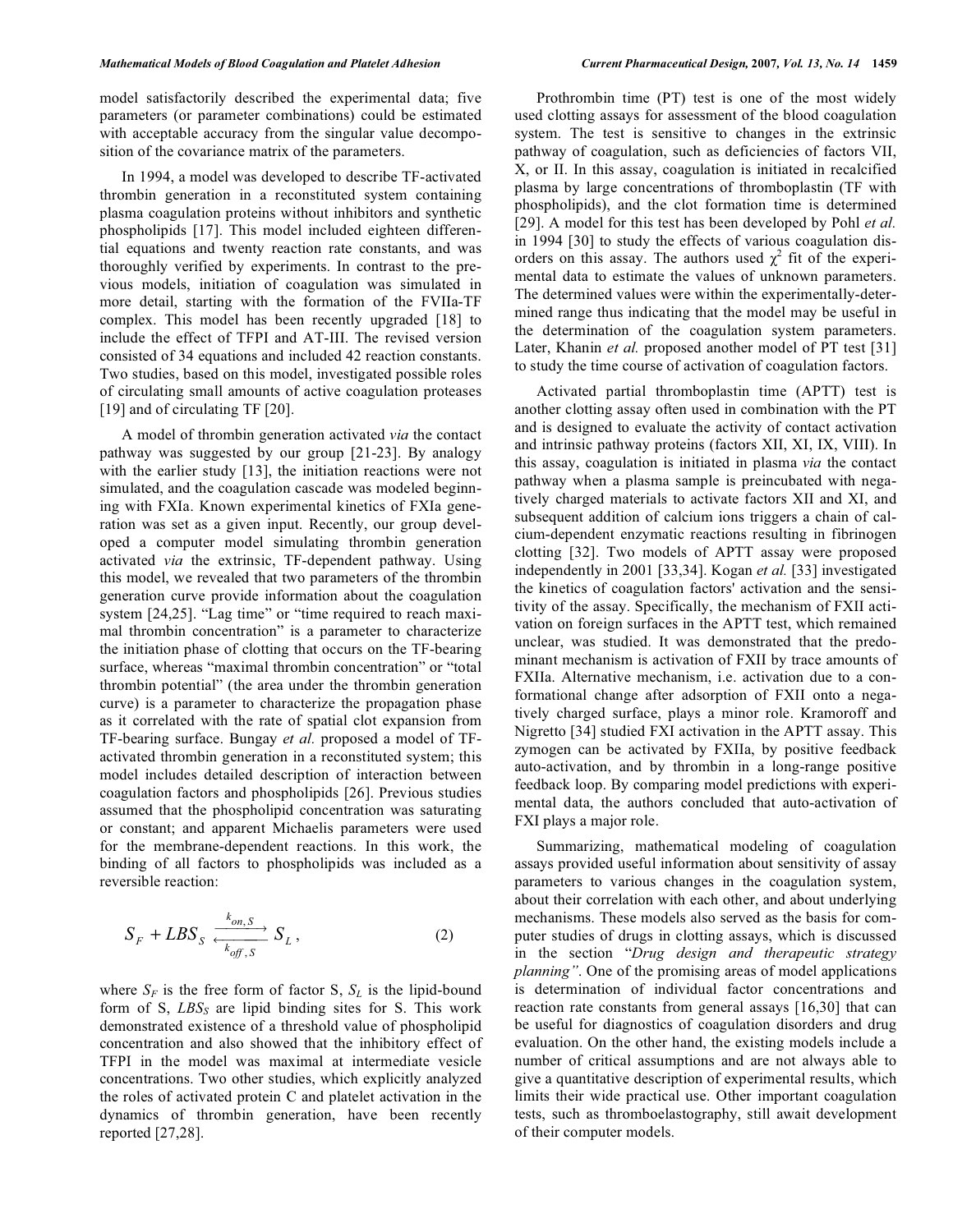model satisfactorily described the experimental data; five parameters (or parameter combinations) could be estimated with acceptable accuracy from the singular value decomposition of the covariance matrix of the parameters.

In 1994, a model was developed to describe TF-activated thrombin generation in a reconstituted system containing plasma coagulation proteins without inhibitors and synthetic phospholipids [17]. This model included eighteen differential equations and twenty reaction rate constants, and was thoroughly verified by experiments. In contrast to the previous models, initiation of coagulation was simulated in more detail, starting with the formation of the FVIIa-TF complex. This model has been recently upgraded [18] to include the effect of TFPI and AT-III. The revised version consisted of 34 equations and included 42 reaction constants. Two studies, based on this model, investigated possible roles of circulating small amounts of active coagulation proteases [19] and of circulating TF [20].

A model of thrombin generation activated *via* the contact pathway was suggested by our group [21-23]. By analogy with the earlier study [13], the initiation reactions were not simulated, and the coagulation cascade was modeled beginning with FXIa. Known experimental kinetics of FXIa generation was set as a given input. Recently, our group developed a computer model simulating thrombin generation activated *via* the extrinsic, TF-dependent pathway. Using this model, we revealed that two parameters of the thrombin generation curve provide information about the coagulation system [24,25]. "Lag time" or "time required to reach maximal thrombin concentration" is a parameter to characterize the initiation phase of clotting that occurs on the TF-bearing surface, whereas "maximal thrombin concentration" or "total thrombin potential" (the area under the thrombin generation curve) is a parameter to characterize the propagation phase as it correlated with the rate of spatial clot expansion from TF-bearing surface. Bungay *et al.* proposed a model of TF-activated thrombin generation in a reconstituted system; this model includes detailed description of interaction between coagulation factors and phospholipids [26]. Previous studies assumed that the phospholipid concentration was saturating or constant; and apparent Michaelis parameters were used for the membrane-dependent reactions. In this work, the binding of all factors to phospholipids was included as a reversible reaction:

$$S_F + LBS_S \underset{k_{off,S}}{\overset{k_{on,S}}{\rightleftarrows}} S_L , \qquad (2)$$

where $S_F$ is the free form of factor S, $S_L$ is the lipid-bound form of S, $LBS_S$ are lipid binding sites for S. This work demonstrated existence of a threshold value of phospholipid concentration and also showed that the inhibitory effect of TFPI in the model was maximal at intermediate vesicle concentrations. Two other studies, which explicitly analyzed the roles of activated protein C and platelet activation in the dynamics of thrombin generation, have been recently reported [27,28].

Prothrombin time (PT) test is one of the most widely used clotting assays for assessment of the blood coagulation system. The test is sensitive to changes in the extrinsic pathway of coagulation, such as deficiencies of factors VII, X, or II. In this assay, coagulation is initiated in recalcified plasma by large concentrations of thromboplastin (TF with phospholipids), and the clot formation time is determined [29]. A model for this test has been developed by Pohl *et al.* in 1994 [30] to study the effects of various coagulation disorders on this assay. The authors used $\chi^2$ fit of the experimental data to estimate the values of unknown parameters. The determined values were within the experimentally-determined range thus indicating that the model may be useful in the determination of the coagulation system parameters. Later, Khanin *et al.* proposed another model of PT test [31] to study the time course of activation of coagulation factors.

Activated partial thromboplastin time (APTT) test is another clotting assay often used in combination with the PT and is designed to evaluate the activity of contact activation and intrinsic pathway proteins (factors XII, XI, IX, VIII). In this assay, coagulation is initiated in plasma *via* the contact pathway when a plasma sample is preincubated with negatively charged materials to activate factors XII and XI, and subsequent addition of calcium ions triggers a chain of calcium-dependent enzymatic reactions resulting in fibrinogen clotting [32]. Two models of APTT assay were proposed independently in 2001 [33,34]. Kogan *et al.* [33] investigated the kinetics of coagulation factors' activation and the sensitivity of the assay. Specifically, the mechanism of FXII activation on foreign surfaces in the APTT test, which remained unclear, was studied. It was demonstrated that the predominant mechanism is activation of FXII by trace amounts of FXIIa. Alternative mechanism, i.e. activation due to a conformational change after adsorption of FXII onto a negatively charged surface, plays a minor role. Kramoroff and Nigretto [34] studied FXI activation in the APTT assay. This zymogen can be activated by FXIIa, by positive feedback auto-activation, and by thrombin in a long-range positive feedback loop. By comparing model predictions with experimental data, the authors concluded that auto-activation of FXI plays a major role.

Summarizing, mathematical modeling of coagulation assays provided useful information about sensitivity of assay parameters to various changes in the coagulation system, about their correlation with each other, and about underlying mechanisms. These models also served as the basis for computer studies of drugs in clotting assays, which is discussed in the section "*Drug design and therapeutic strategy planning*". One of the promising areas of model applications is determination of individual factor concentrations and reaction rate constants from general assays [16,30] that can be useful for diagnostics of coagulation disorders and drug evaluation. On the other hand, the existing models include a number of critical assumptions and are not always able to give a quantitative description of experimental results, which limits their wide practical use. Other important coagulation tests, such as thromboelastography, still await development of their computer models.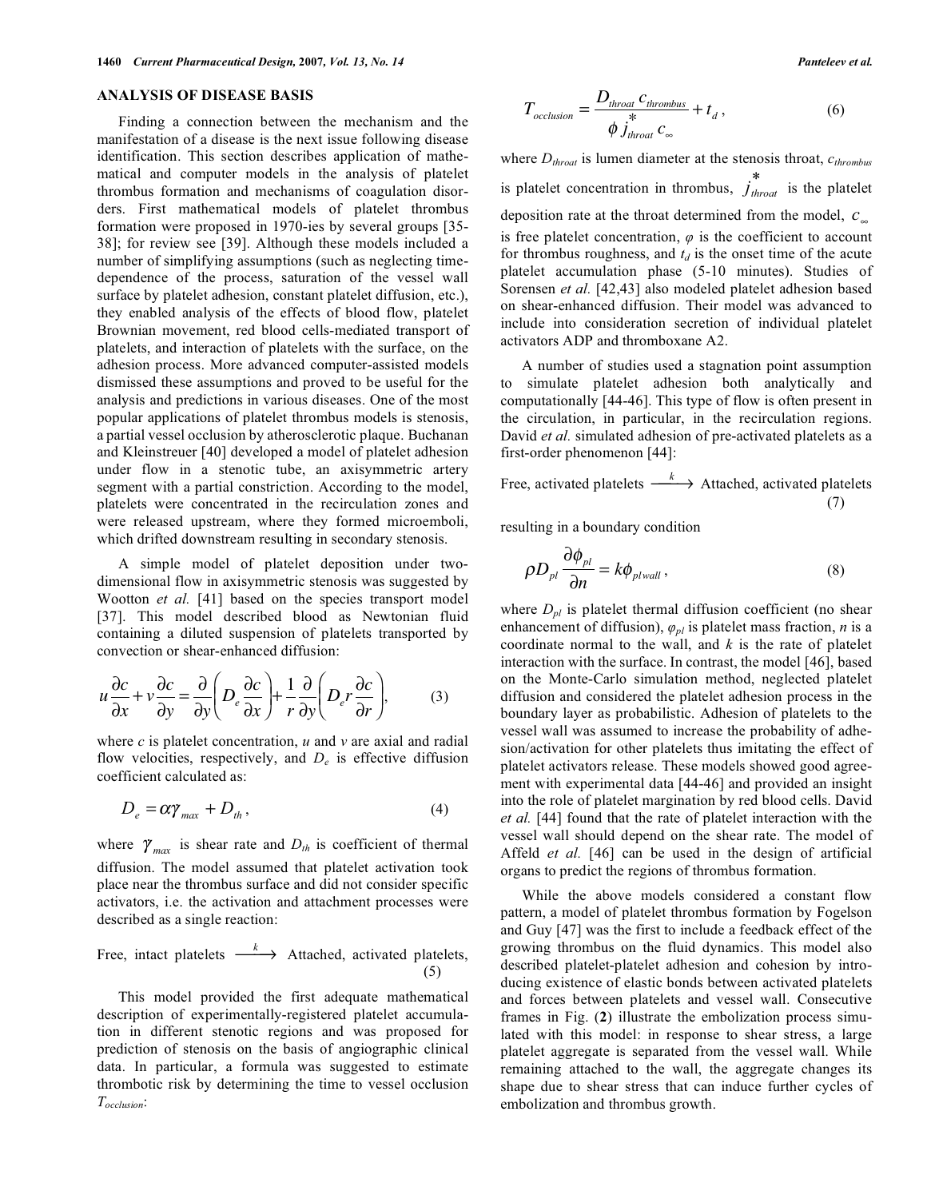## ANALYSIS OF DISEASE BASIS

Finding a connection between the mechanism and the manifestation of a disease is the next issue following disease identification. This section describes application of mathematical and computer models in the analysis of platelet thrombus formation and mechanisms of coagulation disorders. First mathematical models of platelet thrombus formation were proposed in 1970-ies by several groups [35-38]; for review see [39]. Although these models included a number of simplifying assumptions (such as neglecting time-dependence of the process, saturation of the vessel wall surface by platelet adhesion, constant platelet diffusion, etc.), they enabled analysis of the effects of blood flow, platelet Brownian movement, red blood cells-mediated transport of platelets, and interaction of platelets with the surface, on the adhesion process. More advanced computer-assisted models dismissed these assumptions and proved to be useful for the analysis and predictions in various diseases. One of the most popular applications of platelet thrombus models is stenosis, a partial vessel occlusion by atherosclerotic plaque. Buchanan and Kleinstreuer [40] developed a model of platelet adhesion under flow in a stenotic tube, an axisymmetric artery segment with a partial constriction. According to the model, platelets were concentrated in the recirculation zones and were released upstream, where they formed microemboli, which drifted downstream resulting in secondary stenosis.

A simple model of platelet deposition under two-dimensional flow in axisymmetric stenosis was suggested by Wootton *et al.* [41] based on the species transport model [37]. This model described blood as Newtonian fluid containing a diluted suspension of platelets transported by convection or shear-enhanced diffusion:

$$u\frac{\partial c}{\partial x} + v\frac{\partial c}{\partial y} = \frac{\partial}{\partial y}\left(D_e \frac{\partial c}{\partial x}\right) + \frac{1}{r}\frac{\partial}{\partial y}\left(D_e r \frac{\partial c}{\partial r}\right), \qquad (3)$$

where $c$ is platelet concentration, $u$ and $v$ are axial and radial flow velocities, respectively, and $D_e$ is effective diffusion coefficient calculated as:

$$D_e = \alpha \gamma_{max} + D_{th}, \qquad (4)$$

where $\gamma_{max}$ is shear rate and $D_{th}$ is coefficient of thermal diffusion. The model assumed that platelet activation took place near the thrombus surface and did not consider specific activators, i.e. the activation and attachment processes were described as a single reaction:

$$\text{Free, intact platelets} \xrightarrow{k} \text{Attached, activated platelets}, \qquad (5)$$

This model provided the first adequate mathematical description of experimentally-registered platelet accumulation in different stenotic regions and was proposed for prediction of stenosis on the basis of angiographic clinical data. In particular, a formula was suggested to estimate thrombotic risk by determining the time to vessel occlusion $T_{occlusion}$:

$$T_{occlusion} = \frac{D_{throat}\, c_{thrombus}}{\phi\, j^{*}_{throat}\, c_{\infty}} + t_d, \qquad (6)$$

where $D_{throat}$ is lumen diameter at the stenosis throat, $c_{thrombus}$ is platelet concentration in thrombus, $j^{*}_{throat}$ is the platelet deposition rate at the throat determined from the model, $c_{\infty}$ is free platelet concentration, $\varphi$ is the coefficient to account for thrombus roughness, and $t_d$ is the onset time of the acute platelet accumulation phase (5-10 minutes). Studies of Sorensen *et al.* [42,43] also modeled platelet adhesion based on shear-enhanced diffusion. Their model was advanced to include into consideration secretion of individual platelet activators ADP and thromboxane A2.

A number of studies used a stagnation point assumption to simulate platelet adhesion both analytically and computationally [44-46]. This type of flow is often present in the circulation, in particular, in the recirculation regions. David *et al.* simulated adhesion of pre-activated platelets as a first-order phenomenon [44]:

$$\text{Free, activated platelets} \xrightarrow{k} \text{Attached, activated platelets} \qquad (7)$$

resulting in a boundary condition

$$\rho D_{pl}\frac{\partial \phi_{pl}}{\partial n} = k\phi_{plwall}, \qquad (8)$$

where $D_{pl}$ is platelet thermal diffusion coefficient (no shear enhancement of diffusion), $\varphi_{pl}$ is platelet mass fraction, $n$ is a coordinate normal to the wall, and $k$ is the rate of platelet interaction with the surface. In contrast, the model [46], based on the Monte-Carlo simulation method, neglected platelet diffusion and considered the platelet adhesion process in the boundary layer as probabilistic. Adhesion of platelets to the vessel wall was assumed to increase the probability of adhesion/activation for other platelets thus imitating the effect of platelet activators release. These models showed good agreement with experimental data [44-46] and provided an insight into the role of platelet margination by red blood cells. David *et al.* [44] found that the rate of platelet interaction with the vessel wall should depend on the shear rate. The model of Affeld *et al.* [46] can be used in the design of artificial organs to predict the regions of thrombus formation.

While the above models considered a constant flow pattern, a model of platelet thrombus formation by Fogelson and Guy [47] was the first to include a feedback effect of the growing thrombus on the fluid dynamics. This model also described platelet-platelet adhesion and cohesion by introducing existence of elastic bonds between activated platelets and forces between platelets and vessel wall. Consecutive frames in Fig. (**2**) illustrate the embolization process simulated with this model: in response to shear stress, a large platelet aggregate is separated from the vessel wall. While remaining attached to the wall, the aggregate changes its shape due to shear stress that can induce further cycles of embolization and thrombus growth.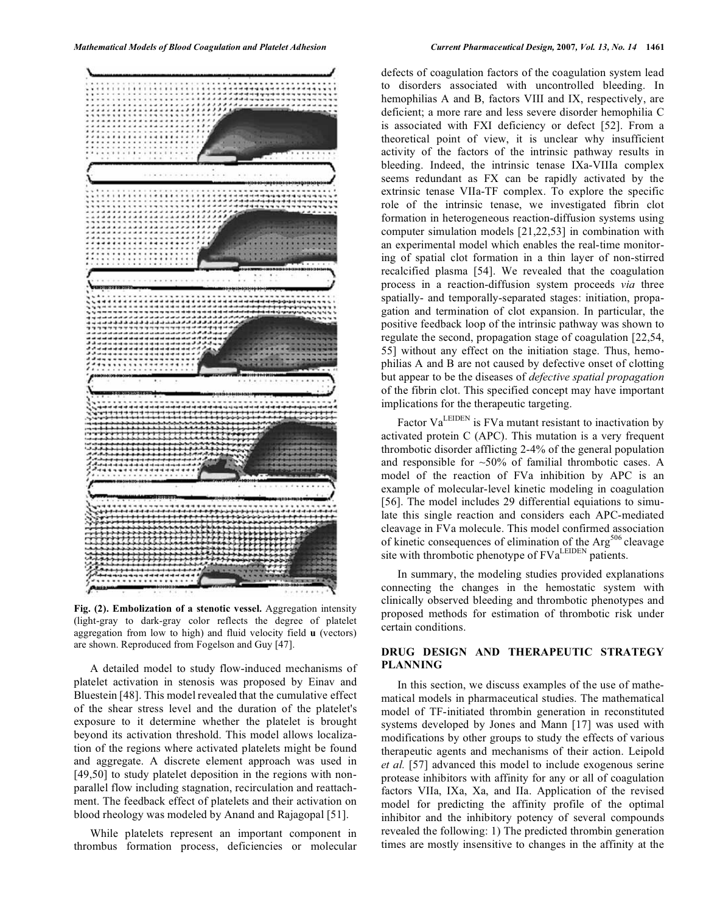**Fig. (2). Embolization of a stenotic vessel.** Aggregation intensity (light-gray to dark-gray color reflects the degree of platelet aggregation from low to high) and fluid velocity field **u** (vectors) are shown. Reproduced from Fogelson and Guy [47].

A detailed model to study flow-induced mechanisms of platelet activation in stenosis was proposed by Einav and Bluestein [48]. This model revealed that the cumulative effect of the shear stress level and the duration of the platelet's exposure to it determine whether the platelet is brought beyond its activation threshold. This model allows localization of the regions where activated platelets might be found and aggregate. A discrete element approach was used in [49,50] to study platelet deposition in the regions with non-parallel flow including stagnation, recirculation and reattachment. The feedback effect of platelets and their activation on blood rheology was modeled by Anand and Rajagopal [51].

While platelets represent an important component in thrombus formation process, deficiencies or molecular defects of coagulation factors of the coagulation system lead to disorders associated with uncontrolled bleeding. In hemophilias A and B, factors VIII and IX, respectively, are deficient; a more rare and less severe disorder hemophilia C is associated with FXI deficiency or defect [52]. From a theoretical point of view, it is unclear why insufficient activity of the factors of the intrinsic pathway results in bleeding. Indeed, the intrinsic tenase IXa-VIIIa complex seems redundant as FX can be rapidly activated by the extrinsic tenase VIIa-TF complex. To explore the specific role of the intrinsic tenase, we investigated fibrin clot formation in heterogeneous reaction-diffusion systems using computer simulation models [21,22,53] in combination with an experimental model which enables the real-time monitoring of spatial clot formation in a thin layer of non-stirred recalcified plasma [54]. We revealed that the coagulation process in a reaction-diffusion system proceeds *via* three spatially- and temporally-separated stages: initiation, propagation and termination of clot expansion. In particular, the positive feedback loop of the intrinsic pathway was shown to regulate the second, propagation stage of coagulation [22,54, 55] without any effect on the initiation stage. Thus, hemophilias A and B are not caused by defective onset of clotting but appear to be the diseases of *defective spatial propagation* of the fibrin clot. This specified concept may have important implications for the therapeutic targeting.

Factor $Va^{LEIDEN}$ is FVa mutant resistant to inactivation by activated protein C (APC). This mutation is a very frequent thrombotic disorder afflicting 2-4% of the general population and responsible for ~50% of familial thrombotic cases. A model of the reaction of FVa inhibition by APC is an example of molecular-level kinetic modeling in coagulation [56]. The model includes 29 differential equations to simulate this single reaction and considers each APC-mediated cleavage in FVa molecule. This model confirmed association of kinetic consequences of elimination of the $Arg^{506}$ cleavage site with thrombotic phenotype of $FVa^{LEIDEN}$ patients.

In summary, the modeling studies provided explanations connecting the changes in the hemostatic system with clinically observed bleeding and thrombotic phenotypes and proposed methods for estimation of thrombotic risk under certain conditions.

## DRUG DESIGN AND THERAPEUTIC STRATEGY PLANNING

In this section, we discuss examples of the use of mathematical models in pharmaceutical studies. The mathematical model of TF-initiated thrombin generation in reconstituted systems developed by Jones and Mann [17] was used with modifications by other groups to study the effects of various therapeutic agents and mechanisms of their action. Leipold *et al.* [57] advanced this model to include exogenous serine protease inhibitors with affinity for any or all of coagulation factors VIIa, IXa, Xa, and IIa. Application of the revised model for predicting the affinity profile of the optimal inhibitor and the inhibitory potency of several compounds revealed the following: 1) The predicted thrombin generation times are mostly insensitive to changes in the affinity at the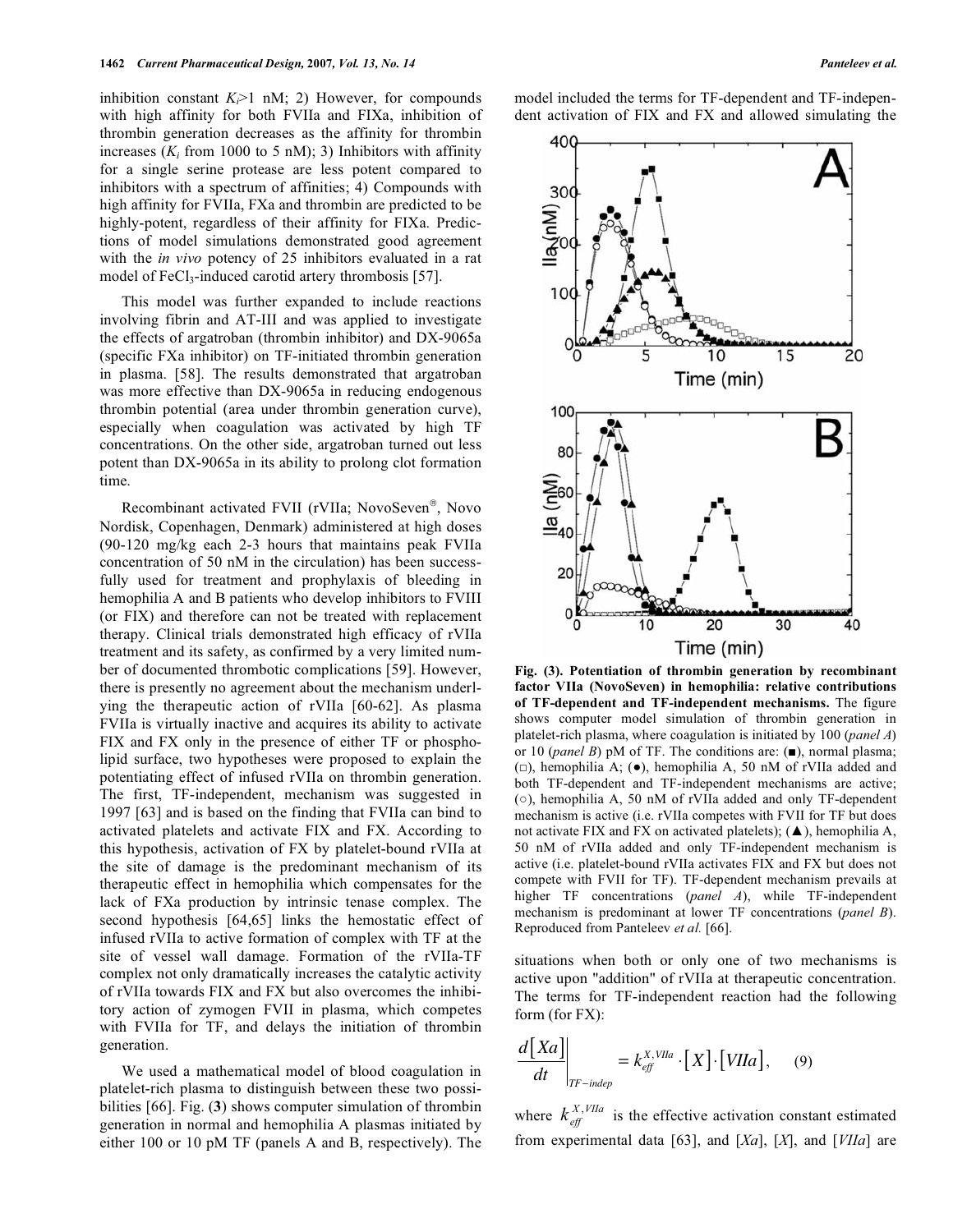inhibition constant $K_i$>1 nM; 2) However, for compounds with high affinity for both FVIIa and FIXa, inhibition of thrombin generation decreases as the affinity for thrombin increases ($K_i$ from 1000 to 5 nM); 3) Inhibitors with affinity for a single serine protease are less potent compared to inhibitors with a spectrum of affinities; 4) Compounds with high affinity for FVIIa, FXa and thrombin are predicted to be highly-potent, regardless of their affinity for FIXa. Predictions of model simulations demonstrated good agreement with the *in vivo* potency of 25 inhibitors evaluated in a rat model of $FeCl_3$-induced carotid artery thrombosis [57].

This model was further expanded to include reactions involving fibrin and AT-III and was applied to investigate the effects of argatroban (thrombin inhibitor) and DX-9065a (specific FXa inhibitor) on TF-initiated thrombin generation in plasma. [58]. The results demonstrated that argatroban was more effective than DX-9065a in reducing endogenous thrombin potential (area under thrombin generation curve), especially when coagulation was activated by high TF concentrations. On the other side, argatroban turned out less potent than DX-9065a in its ability to prolong clot formation time.

Recombinant activated FVII (rVIIa; NovoSeven®, Novo Nordisk, Copenhagen, Denmark) administered at high doses (90-120 mg/kg each 2-3 hours that maintains peak FVIIa concentration of 50 nM in the circulation) has been successfully used for treatment and prophylaxis of bleeding in hemophilia A and B patients who develop inhibitors to FVIII (or FIX) and therefore can not be treated with replacement therapy. Clinical trials demonstrated high efficacy of rVIIa treatment and its safety, as confirmed by a very limited number of documented thrombotic complications [59]. However, there is presently no agreement about the mechanism underlying the therapeutic action of rVIIa [60-62]. As plasma FVIIa is virtually inactive and acquires its ability to activate FIX and FX only in the presence of either TF or phospholipid surface, two hypotheses were proposed to explain the potentiating effect of infused rVIIa on thrombin generation. The first, TF-independent, mechanism was suggested in 1997 [63] and is based on the finding that FVIIa can bind to activated platelets and activate FIX and FX. According to this hypothesis, activation of FX by platelet-bound rVIIa at the site of damage is the predominant mechanism of its therapeutic effect in hemophilia which compensates for the lack of FXa production by intrinsic tenase complex. The second hypothesis [64,65] links the hemostatic effect of infused rVIIa to active formation of complex with TF at the site of vessel wall damage. Formation of the rVIIa-TF complex not only dramatically increases the catalytic activity of rVIIa towards FIX and FX but also overcomes the inhibitory action of zymogen FVII in plasma, which competes with FVIIa for TF, and delays the initiation of thrombin generation.

We used a mathematical model of blood coagulation in platelet-rich plasma to distinguish between these two possibilities [66]. Fig. (**3**) shows computer simulation of thrombin generation in normal and hemophilia A plasmas initiated by either 100 or 10 pM TF (panels A and B, respectively). The model included the terms for TF-dependent and TF-independent activation of FIX and FX and allowed simulating the situations when both or only one of two mechanisms is active upon "addition" of rVIIa at therapeutic concentration. The terms for TF-independent reaction had the following form (for FX):

**Fig. (3). Potentiation of thrombin generation by recombinant factor VIIa (NovoSeven) in hemophilia: relative contributions of TF-dependent and TF-independent mechanisms.** The figure shows computer model simulation of thrombin generation in platelet-rich plasma, where coagulation is initiated by 100 (*panel A*) or 10 (*panel B*) pM of TF. The conditions are: (■), normal plasma; (□), hemophilia A; (●), hemophilia A, 50 nM of rVIIa added and both TF-dependent and TF-independent mechanisms are active; (○), hemophilia A, 50 nM of rVIIa added and only TF-dependent mechanism is active (i.e. rVIIa competes with FVII for TF but does not activate FIX and FX on activated platelets); (▲), hemophilia A, 50 nM of rVIIa added and only TF-independent mechanism is active (i.e. platelet-bound rVIIa activates FIX and FX but does not compete with FVII for TF). TF-dependent mechanism prevails at higher TF concentrations (*panel A*), while TF-independent mechanism is predominant at lower TF concentrations (*panel B*). Reproduced from Panteleev *et al.* [66].

$$\left.\frac{d[Xa]}{dt}\right|_{TF-indep} = k_{eff}^{X,VIIa} \cdot [X] \cdot [VIIa], \quad (9)$$

where $k_{eff}^{X,VIIa}$ is the effective activation constant estimated from experimental data [63], and $[Xa]$, $[X]$, and $[VIIa]$ are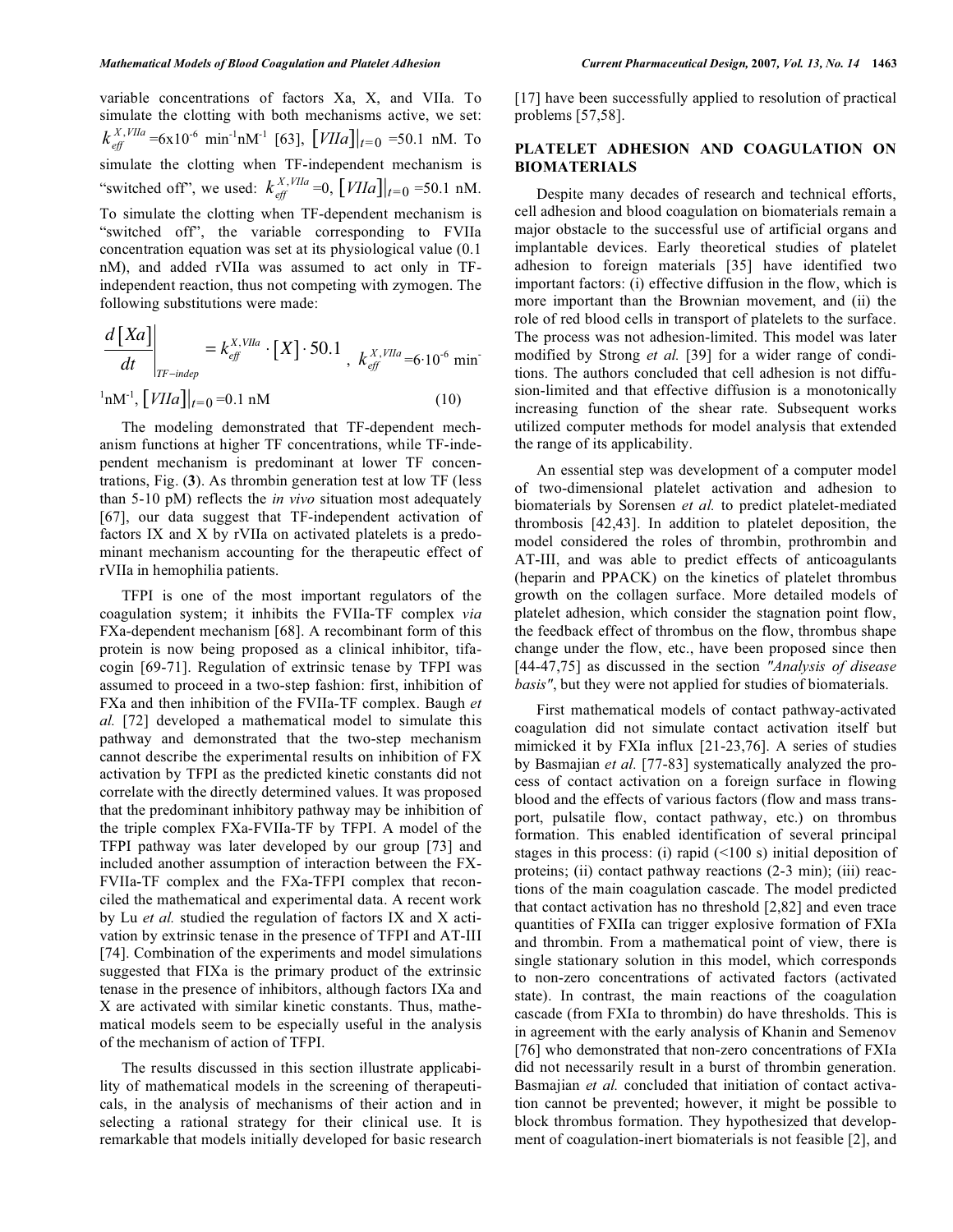variable concentrations of factors Xa, X, and VIIa. To simulate the clotting with both mechanisms active, we set: $k_{eff}^{X,VIIa}$ =6x10$^{-6}$ min$^{-1}$nM$^{-1}$ [63], $[VIIa]|_{t=0}$ =50.1 nM. To simulate the clotting when TF-independent mechanism is "switched off", we used: $k_{eff}^{X,VIIa}$ =0, $[VIIa]|_{t=0}$ =50.1 nM. To simulate the clotting when TF-dependent mechanism is "switched off", the variable corresponding to FVIIa concentration equation was set at its physiological value (0.1 nM), and added rVIIa was assumed to act only in TF-independent reaction, thus not competing with zymogen. The following substitutions were made:

$$\left.\frac{d[Xa]}{dt}\right|_{TF-indep} = k_{eff}^{X,VIIa} \cdot [X] \cdot 50.1\,,\ k_{eff}^{X,VIIa} = 6 \cdot 10^{-6}\ \text{min}^{-1}\text{nM}^{-1},\ [VIIa]|_{t=0} = 0.1\ \text{nM} \qquad (10)$$

The modeling demonstrated that TF-dependent mechanism functions at higher TF concentrations, while TF-independent mechanism is predominant at lower TF concentrations, Fig. (**3**). As thrombin generation test at low TF (less than 5-10 pM) reflects the *in vivo* situation most adequately [67], our data suggest that TF-independent activation of factors IX and X by rVIIa on activated platelets is a predominant mechanism accounting for the therapeutic effect of rVIIa in hemophilia patients.

TFPI is one of the most important regulators of the coagulation system; it inhibits the FVIIa-TF complex *via* FXa-dependent mechanism [68]. A recombinant form of this protein is now being proposed as a clinical inhibitor, tifacogin [69-71]. Regulation of extrinsic tenase by TFPI was assumed to proceed in a two-step fashion: first, inhibition of FXa and then inhibition of the FVIIa-TF complex. Baugh *et al.* [72] developed a mathematical model to simulate this pathway and demonstrated that the two-step mechanism cannot describe the experimental results on inhibition of FX activation by TFPI as the predicted kinetic constants did not correlate with the directly determined values. It was proposed that the predominant inhibitory pathway may be inhibition of the triple complex FXa-FVIIa-TF by TFPI. A model of the TFPI pathway was later developed by our group [73] and included another assumption of interaction between the FX-FVIIa-TF complex and the FXa-TFPI complex that reconciled the mathematical and experimental data. A recent work by Lu *et al.* studied the regulation of factors IX and X activation by extrinsic tenase in the presence of TFPI and AT-III [74]. Combination of the experiments and model simulations suggested that FIXa is the primary product of the extrinsic tenase in the presence of inhibitors, although factors IXa and X are activated with similar kinetic constants. Thus, mathematical models seem to be especially useful in the analysis of the mechanism of action of TFPI.

The results discussed in this section illustrate applicability of mathematical models in the screening of therapeuticals, in the analysis of mechanisms of their action and in selecting a rational strategy for their clinical use. It is remarkable that models initially developed for basic research [17] have been successfully applied to resolution of practical problems [57,58].

## PLATELET ADHESION AND COAGULATION ON BIOMATERIALS

Despite many decades of research and technical efforts, cell adhesion and blood coagulation on biomaterials remain a major obstacle to the successful use of artificial organs and implantable devices. Early theoretical studies of platelet adhesion to foreign materials [35] have identified two important factors: (i) effective diffusion in the flow, which is more important than the Brownian movement, and (ii) the role of red blood cells in transport of platelets to the surface. The process was not adhesion-limited. This model was later modified by Strong *et al.* [39] for a wider range of conditions. The authors concluded that cell adhesion is not diffusion-limited and that effective diffusion is a monotonically increasing function of the shear rate. Subsequent works utilized computer methods for model analysis that extended the range of its applicability.

An essential step was development of a computer model of two-dimensional platelet activation and adhesion to biomaterials by Sorensen *et al.* to predict platelet-mediated thrombosis [42,43]. In addition to platelet deposition, the model considered the roles of thrombin, prothrombin and AT-III, and was able to predict effects of anticoagulants (heparin and PPACK) on the kinetics of platelet thrombus growth on the collagen surface. More detailed models of platelet adhesion, which consider the stagnation point flow, the feedback effect of thrombus on the flow, thrombus shape change under the flow, etc., have been proposed since then [44-47,75] as discussed in the section *"Analysis of disease basis"*, but they were not applied for studies of biomaterials.

First mathematical models of contact pathway-activated coagulation did not simulate contact activation itself but mimicked it by FXIa influx [21-23,76]. A series of studies by Basmajian *et al.* [77-83] systematically analyzed the process of contact activation on a foreign surface in flowing blood and the effects of various factors (flow and mass transport, pulsatile flow, contact pathway, etc.) on thrombus formation. This enabled identification of several principal stages in this process: (i) rapid (<100 s) initial deposition of proteins; (ii) contact pathway reactions (2-3 min); (iii) reactions of the main coagulation cascade. The model predicted that contact activation has no threshold [2,82] and even trace quantities of FXIIa can trigger explosive formation of FXIa and thrombin. From a mathematical point of view, there is single stationary solution in this model, which corresponds to non-zero concentrations of activated factors (activated state). In contrast, the main reactions of the coagulation cascade (from FXIa to thrombin) do have thresholds. This is in agreement with the early analysis of Khanin and Semenov [76] who demonstrated that non-zero concentrations of FXIa did not necessarily result in a burst of thrombin generation. Basmajian *et al.* concluded that initiation of contact activation cannot be prevented; however, it might be possible to block thrombus formation. They hypothesized that development of coagulation-inert biomaterials is not feasible [2], and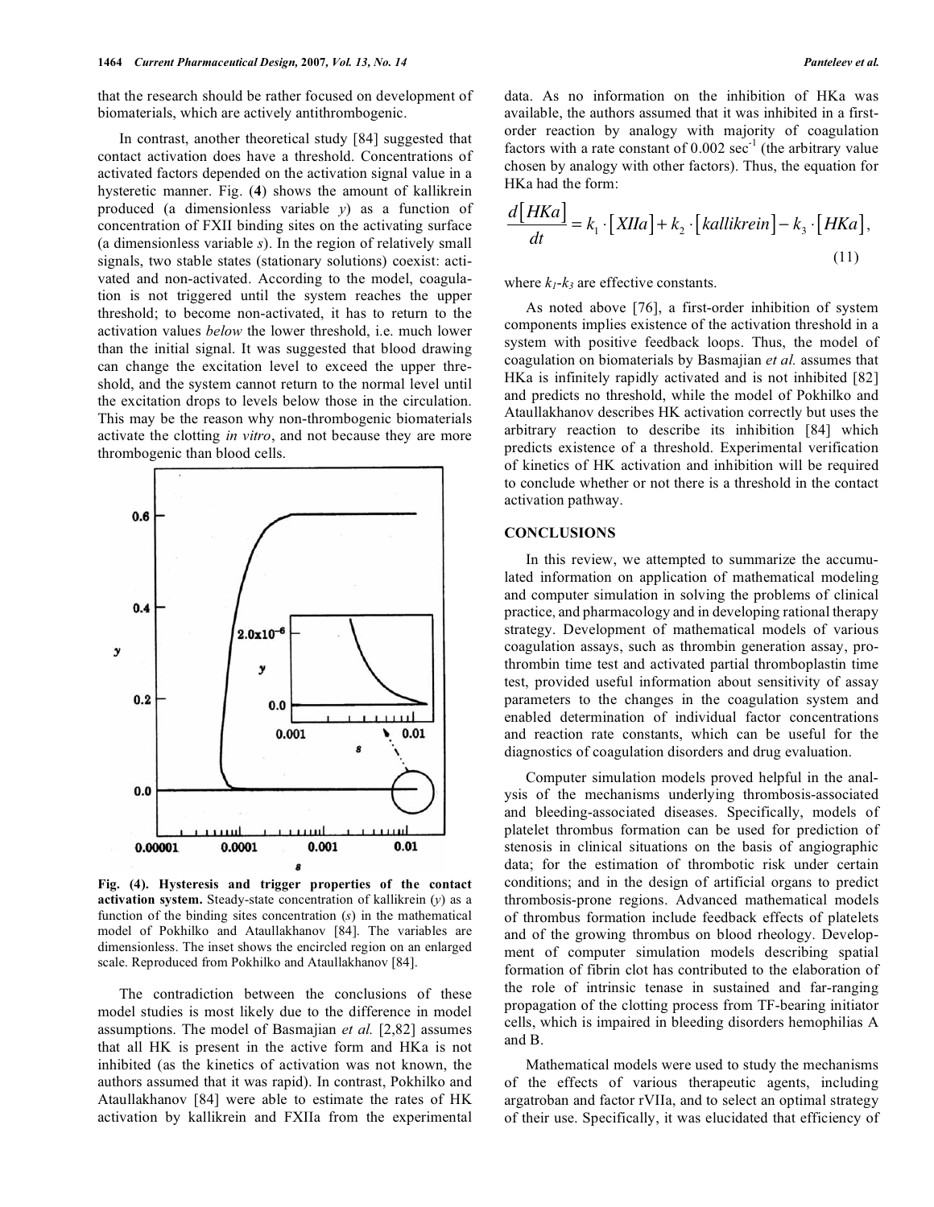that the research should be rather focused on development of biomaterials, which are actively antithrombogenic.

In contrast, another theoretical study [84] suggested that contact activation does have a threshold. Concentrations of activated factors depended on the activation signal value in a hysteretic manner. Fig. (**4**) shows the amount of kallikrein produced (a dimensionless variable *y*) as a function of concentration of FXII binding sites on the activating surface (a dimensionless variable *s*). In the region of relatively small signals, two stable states (stationary solutions) coexist: activated and non-activated. According to the model, coagulation is not triggered until the system reaches the upper threshold; to become non-activated, it has to return to the activation values *below* the lower threshold, i.e. much lower than the initial signal. It was suggested that blood drawing can change the excitation level to exceed the upper threshold, and the system cannot return to the normal level until the excitation drops to levels below those in the circulation. This may be the reason why non-thrombogenic biomaterials activate the clotting *in vitro*, and not because they are more thrombogenic than blood cells.

0.6
0.4
y
0.2
0.0
0.00001
0.0001
0.001
0.01
s
2.0x10$^{-6}$
y
0.0
0.001
0.01
s

**Fig. (4). Hysteresis and trigger properties of the contact activation system.** Steady-state concentration of kallikrein (*y*) as a function of the binding sites concentration (*s*) in the mathematical model of Pokhilko and Ataullakhanov [84]. The variables are dimensionless. The inset shows the encircled region on an enlarged scale. Reproduced from Pokhilko and Ataullakhanov [84].

The contradiction between the conclusions of these model studies is most likely due to the difference in model assumptions. The model of Basmajian *et al.* [2,82] assumes that all HK is present in the active form and HKa is not inhibited (as the kinetics of activation was not known, the authors assumed that it was rapid). In contrast, Pokhilko and Ataullakhanov [84] were able to estimate the rates of HK activation by kallikrein and FXIIa from the experimental data. As no information on the inhibition of HKa was available, the authors assumed that it was inhibited in a first-order reaction by analogy with majority of coagulation factors with a rate constant of 0.002 sec$^{-1}$ (the arbitrary value chosen by analogy with other factors). Thus, the equation for HKa had the form:

$$\frac{d[HKa]}{dt} = k_1 \cdot [XIIa] + k_2 \cdot [kallikrein] - k_3 \cdot [HKa], \tag{11}$$

where $k_1$-$k_3$ are effective constants.

As noted above [76], a first-order inhibition of system components implies existence of the activation threshold in a system with positive feedback loops. Thus, the model of coagulation on biomaterials by Basmajian *et al.* assumes that HKa is infinitely rapidly activated and is not inhibited [82] and predicts no threshold, while the model of Pokhilko and Ataullakhanov describes HK activation correctly but uses the arbitrary reaction to describe its inhibition [84] which predicts existence of a threshold. Experimental verification of kinetics of HK activation and inhibition will be required to conclude whether or not there is a threshold in the contact activation pathway.

## CONCLUSIONS

In this review, we attempted to summarize the accumulated information on application of mathematical modeling and computer simulation in solving the problems of clinical practice, and pharmacology and in developing rational therapy strategy. Development of mathematical models of various coagulation assays, such as thrombin generation assay, prothrombin time test and activated partial thromboplastin time test, provided useful information about sensitivity of assay parameters to the changes in the coagulation system and enabled determination of individual factor concentrations and reaction rate constants, which can be useful for the diagnostics of coagulation disorders and drug evaluation.

Computer simulation models proved helpful in the analysis of the mechanisms underlying thrombosis-associated and bleeding-associated diseases. Specifically, models of platelet thrombus formation can be used for prediction of stenosis in clinical situations on the basis of angiographic data; for the estimation of thrombotic risk under certain conditions; and in the design of artificial organs to predict thrombosis-prone regions. Advanced mathematical models of thrombus formation include feedback effects of platelets and of the growing thrombus on blood rheology. Development of computer simulation models describing spatial formation of fibrin clot has contributed to the elaboration of the role of intrinsic tenase in sustained and far-ranging propagation of the clotting process from TF-bearing initiator cells, which is impaired in bleeding disorders hemophilias A and B.

Mathematical models were used to study the mechanisms of the effects of various therapeutic agents, including argatroban and factor rVIIa, and to select an optimal strategy of their use. Specifically, it was elucidated that efficiency of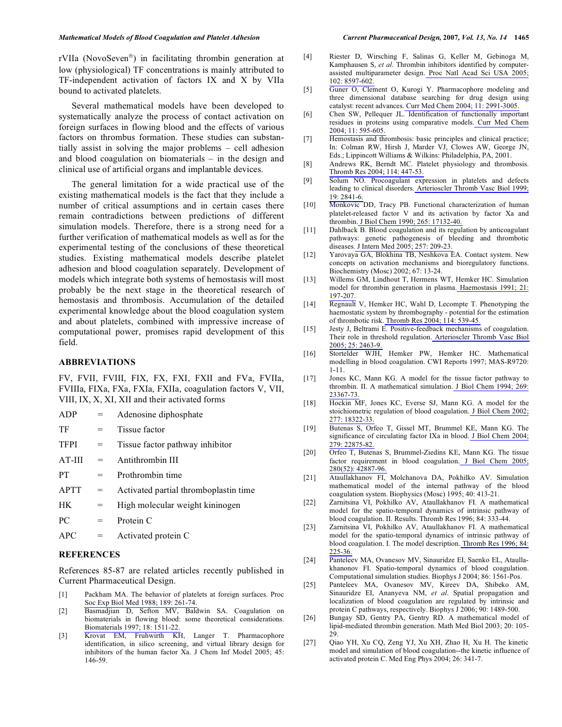rVIIa (NovoSeven®) in facilitating thrombin generation at low (physiological) TF concentrations is mainly attributed to TF-independent activation of factors IX and X by VIIa bound to activated platelets.

Several mathematical models have been developed to systematically analyze the process of contact activation on foreign surfaces in flowing blood and the effects of various factors on thrombus formation. These studies can substantially assist in solving the major problems – cell adhesion and blood coagulation on biomaterials – in the design and clinical use of artificial organs and implantable devices.

The general limitation for a wide practical use of the existing mathematical models is the fact that they include a number of critical assumptions and in certain cases there remain contradictions between predictions of different simulation models. Therefore, there is a strong need for a further verification of mathematical models as well as for the experimental testing of the conclusions of these theoretical studies. Existing mathematical models describe platelet adhesion and blood coagulation separately. Development of models which integrate both systems of hemostasis will most probably be the next stage in the theoretical research of hemostasis and thrombosis. Accumulation of the detailed experimental knowledge about the blood coagulation system and about platelets, combined with impressive increase of computational power, promises rapid development of this field.

## ABBREVIATIONS

FV, FVII, FVIII, FIX, FX, FXI, FXII and FVa, FVIIa, FVIIIa, FIXa, FXa, FXIa, FXIIa, coagulation factors V, VII, VIII, IX, X, XI, XII and their activated forms

| | | |
|---|---|---|
| ADP | = | Adenosine diphosphate |
| TF | = | Tissue factor |
| TFPI | = | Tissue factor pathway inhibitor |
| AT-III | = | Antithrombin III |
| PT | = | Prothrombin time |
| APTT | = | Activated partial thromboplastin time |
| HK | = | High molecular weight kininogen |
| PC | = | Protein C |
| APC | = | Activated protein C |

## REFERENCES

References 85-87 are related articles recently published in Current Pharmaceutical Design.

[1] Packham MA. The behavior of platelets at foreign surfaces. Proc Soc Exp Biol Med 1988; 189: 261-74.

[2] Basmadjian D, Sefton MV, Baldwin SA. Coagulation on biomaterials in flowing blood: some theoretical considerations. Biomaterials 1997; 18: 1511-22.

[3] Krovat EM, Fruhwirth KH, Langer T. Pharmacophore identification, in silico screening, and virtual library design for inhibitors of the human factor Xa. J Chem Inf Model 2005; 45: 146-59.

[4] Riester D, Wirsching F, Salinas G, Keller M, Gebinoga M, Kamphausen S, *et al*. Thrombin inhibitors identified by computer-assisted multiparameter design. Proc Natl Acad Sci USA 2005; 102: 8597-602.

[5] Guner O, Clement O, Kurogi Y. Pharmacophore modeling and three dimensional database searching for drug design using catalyst: recent advances. Curr Med Chem 2004; 11: 2991-3005.

[6] Chen SW, Pellequer JL. Identification of functionally important residues in proteins using comparative models. Curr Med Chem 2004; 11: 595-605.

[7] Hemostasis and thrombosis: basic principles and clinical practice; In: Colman RW, Hirsh J, Marder VJ, Clowes AW, George JN, Eds.; Lippincott Williams & Wilkins: Philadelphia, PA, 2001.

[8] Andrews RK, Berndt MC. Platelet physiology and thrombosis. Thromb Res 2004; 114: 447-53.

[9] Solum NO. Procoagulant expression in platelets and defects leading to clinical disorders. Arterioscler Thromb Vasc Biol 1999; 19: 2841-6.

[10] Monkovic DD, Tracy PB. Functional characterization of human platelet-released factor V and its activation by factor Xa and thrombin. J Biol Chem 1990; 265: 17132-40.

[11] Dahlback B. Blood coagulation and its regulation by anticoagulant pathways: genetic pathogenesis of bleeding and thrombotic diseases. J Intern Med 2005; 257: 209-23.

[12] Yarovaya GA, Blokhina TB, Neshkova EA. Contact system. New concepts on activation mechanisms and bioregulatory functions. Biochemistry (Mosc) 2002; 67: 13-24.

[13] Willems GM, Lindhout T, Hermens WT, Hemker HC. Simulation model for thrombin generation in plasma. Haemostasis 1991; 21: 197-207.

[14] Regnault V, Hemker HC, Wahl D, Lecompte T. Phenotyping the haemostatic system by thrombography - potential for the estimation of thrombotic risk. Thromb Res 2004; 114: 539-45.

[15] Jesty J, Beltrami E. Positive-feedback mechanisms of coagulation. Their role in threshold regulation. Arterioscler Thromb Vasc Biol 2005; 25: 2463-9.

[16] Stortelder WJH, Hemker PW, Hemker HC. Mathematical modelling in blood coagulation. CWI Reports 1997; MAS-R9720: 1-11.

[17] Jones KC, Mann KG. A model for the tissue factor pathway to thrombin. II. A mathematical simulation. J Biol Chem 1994; 269: 23367-73.

[18] Hockin MF, Jones KC, Everse SJ, Mann KG. A model for the stoichiometric regulation of blood coagulation. J Biol Chem 2002; 277: 18322-33.

[19] Butenas S, Orfeo T, Gissel MT, Brummel KE, Mann KG. The significance of circulating factor IXa in blood. J Biol Chem 2004; 279: 22875-82.

[20] Orfeo T, Butenas S, Brummel-Ziedins KE, Mann KG. The tissue factor requirement in blood coagulation. J Biol Chem 2005; 280(52): 42887-96.

[21] Ataullakhanov FI, Molchanova DA, Pokhilko AV. Simulation mathematical model of the internal pathway of the blood coagulation system. Biophysics (Mosc) 1995; 40: 413-21.

[22] Zarnitsina VI, Pokhilko AV, Ataullakhanov FI. A mathematical model for the spatio-temporal dynamics of intrinsic pathway of blood coagulation. II. Results. Thromb Res 1996; 84: 333-44.

[23] Zarnitsina VI, Pokhilko AV, Ataullakhanov FI. A mathematical model for the spatio-temporal dynamics of intrinsic pathway of blood coagulation. I. The model description. Thromb Res 1996; 84: 225-36.

[24] Panteleev MA, Ovanesov MV, Sinauridze EI, Saenko EL, Ataullakhanonov FI. Spatio-temporal dynamics of blood coagulation. Computational simulation studies. Biophys J 2004; 86: 1561-Pos.

[25] Panteleev MA, Ovanesov MV, Kireev DA, Shibeko AM, Sinauridze EI, Ananyeva NM, *et al*. Spatial propagation and localization of blood coagulation are regulated by intrinsic and protein C pathways, respectively. Biophys J 2006; 90: 1489-500.

[26] Bungay SD, Gentry PA, Gentry RD. A mathematical model of lipid-mediated thrombin generation. Math Med Biol 2003; 20: 105-29.

[27] Qiao YH, Xu CQ, Zeng YJ, Xu XH, Zhao H, Xu H. The kinetic model and simulation of blood coagulation--the kinetic influence of activated protein C. Med Eng Phys 2004; 26: 341-7.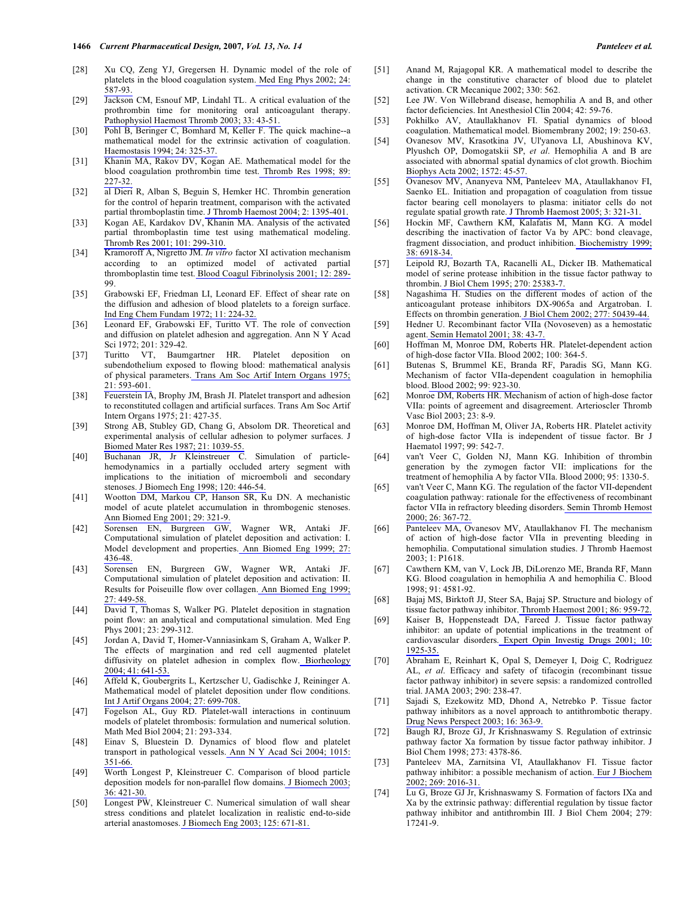[28] Xu CQ, Zeng YJ, Gregersen H. Dynamic model of the role of platelets in the blood coagulation system. Med Eng Phys 2002; 24: 587-93.

[29] Jackson CM, Esnouf MP, Lindahl TL. A critical evaluation of the prothrombin time for monitoring oral anticoagulant therapy. Pathophysiol Haemost Thromb 2003; 33: 43-51.

[30] Pohl B, Beringer C, Bomhard M, Keller F. The quick machine--a mathematical model for the extrinsic activation of coagulation. Haemostasis 1994; 24: 325-37.

[31] Khanin MA, Rakov DV, Kogan AE. Mathematical model for the blood coagulation prothrombin time test. Thromb Res 1998; 89: 227-32.

[32] al Dieri R, Alban S, Beguin S, Hemker HC. Thrombin generation for the control of heparin treatment, comparison with the activated partial thromboplastin time. J Thromb Haemost 2004; 2: 1395-401.

[33] Kogan AE, Kardakov DV, Khanin MA. Analysis of the activated partial thromboplastin time test using mathematical modeling. Thromb Res 2001; 101: 299-310.

[34] Kramoroff A, Nigretto JM. *In vitro* factor XI activation mechanism according to an optimized model of activated partial thromboplastin time test. Blood Coagul Fibrinolysis 2001; 12: 289-99.

[35] Grabowski EF, Friedman LI, Leonard EF. Effect of shear rate on the diffusion and adhesion of blood platelets to a foreign surface. Ind Eng Chem Fundam 1972; 11: 224-32.

[36] Leonard EF, Grabowski EF, Turitto VT. The role of convection and diffusion on platelet adhesion and aggregation. Ann N Y Acad Sci 1972; 201: 329-42.

[37] Turitto VT, Baumgartner HR. Platelet deposition on subendothelium exposed to flowing blood: mathematical analysis of physical parameters. Trans Am Soc Artif Intern Organs 1975; 21: 593-601.

[38] Feuerstein IA, Brophy JM, Brash JI. Platelet transport and adhesion to reconstituted collagen and artificial surfaces. Trans Am Soc Artif Intern Organs 1975; 21: 427-35.

[39] Strong AB, Stubley GD, Chang G, Absolom DR. Theoretical and experimental analysis of cellular adhesion to polymer surfaces. J Biomed Mater Res 1987; 21: 1039-55.

[40] Buchanan JR, Jr Kleinstreuer C. Simulation of particle-hemodynamics in a partially occluded artery segment with implications to the initiation of microemboli and secondary stenoses. J Biomech Eng 1998; 120: 446-54.

[41] Wootton DM, Markou CP, Hanson SR, Ku DN. A mechanistic model of acute platelet accumulation in thrombogenic stenoses. Ann Biomed Eng 2001; 29: 321-9.

[42] Sorensen EN, Burgreen GW, Wagner WR, Antaki JF. Computational simulation of platelet deposition and activation: I. Model development and properties. Ann Biomed Eng 1999; 27: 436-48.

[43] Sorensen EN, Burgreen GW, Wagner WR, Antaki JF. Computational simulation of platelet deposition and activation: II. Results for Poiseuille flow over collagen. Ann Biomed Eng 1999; 27: 449-58.

[44] David T, Thomas S, Walker PG. Platelet deposition in stagnation point flow: an analytical and computational simulation. Med Eng Phys 2001; 23: 299-312.

[45] Jordan A, David T, Homer-Vanniasinkam S, Graham A, Walker P. The effects of margination and red cell augmented platelet diffusivity on platelet adhesion in complex flow. Biorheology 2004; 41: 641-53.

[46] Affeld K, Goubergrits L, Kertzscher U, Gadischke J, Reininger A. Mathematical model of platelet deposition under flow conditions. Int J Artif Organs 2004; 27: 699-708.

[47] Fogelson AL, Guy RD. Platelet-wall interactions in continuum models of platelet thrombosis: formulation and numerical solution. Math Med Biol 2004; 21: 293-334.

[48] Einav S, Bluestein D. Dynamics of blood flow and platelet transport in pathological vessels. Ann N Y Acad Sci 2004; 1015: 351-66.

[49] Worth Longest P, Kleinstreuer C. Comparison of blood particle deposition models for non-parallel flow domains. J Biomech 2003; 36: 421-30.

[50] Longest PW, Kleinstreuer C. Numerical simulation of wall shear stress conditions and platelet localization in realistic end-to-side arterial anastomoses. J Biomech Eng 2003; 125: 671-81.

[51] Anand M, Rajagopal KR. A mathematical model to describe the change in the constitutive character of blood due to platelet activation. CR Mecanique 2002; 330: 562.

[52] Lee JW. Von Willebrand disease, hemophilia A and B, and other factor deficiencies. Int Anesthesiol Clin 2004; 42: 59-76.

[53] Pokhilko AV, Ataullakhanov FI. Spatial dynamics of blood coagulation. Mathematical model. Biomembrany 2002; 19: 250-63.

[54] Ovanesov MV, Krasotkina JV, Ul'yanova LI, Abushinova KV, Plyushch OP, Domogatskii SP, *et al*. Hemophilia A and B are associated with abnormal spatial dynamics of clot growth. Biochim Biophys Acta 2002; 1572: 45-57.

[55] Ovanesov MV, Ananyeva NM, Panteleev MA, Ataullakhanov FI, Saenko EL. Initiation and propagation of coagulation from tissue factor bearing cell monolayers to plasma: initiator cells do not regulate spatial growth rate. J Thromb Haemost 2005; 3: 321-31.

[56] Hockin MF, Cawthern KM, Kalafatis M, Mann KG. A model describing the inactivation of factor Va by APC: bond cleavage, fragment dissociation, and product inhibition. Biochemistry 1999; 38: 6918-34.

[57] Leipold RJ, Bozarth TA, Racanelli AL, Dicker IB. Mathematical model of serine protease inhibition in the tissue factor pathway to thrombin. J Biol Chem 1995; 270: 25383-7.

[58] Nagashima H. Studies on the different modes of action of the anticoagulant protease inhibitors DX-9065a and Argatroban. I. Effects on thrombin generation. J Biol Chem 2002; 277: 50439-44.

[59] Hedner U. Recombinant factor VIIa (Novoseven) as a hemostatic agent. Semin Hematol 2001; 38: 43-7.

[60] Hoffman M, Monroe DM, Roberts HR. Platelet-dependent action of high-dose factor VIIa. Blood 2002; 100: 364-5.

[61] Butenas S, Brummel KE, Branda RF, Paradis SG, Mann KG. Mechanism of factor VIIa-dependent coagulation in hemophilia blood. Blood 2002; 99: 923-30.

[62] Monroe DM, Roberts HR. Mechanism of action of high-dose factor VIIa: points of agreement and disagreement. Arterioscler Thromb Vasc Biol 2003; 23: 8-9.

[63] Monroe DM, Hoffman M, Oliver JA, Roberts HR. Platelet activity of high-dose factor VIIa is independent of tissue factor. Br J Haematol 1997; 99: 542-7.

[64] van't Veer C, Golden NJ, Mann KG. Inhibition of thrombin generation by the zymogen factor VII: implications for the treatment of hemophilia A by factor VIIa. Blood 2000; 95: 1330-5.

[65] van't Veer C, Mann KG. The regulation of the factor VII-dependent coagulation pathway: rationale for the effectiveness of recombinant factor VIIa in refractory bleeding disorders. Semin Thromb Hemost 2000; 26: 367-72.

[66] Panteleev MA, Ovanesov MV, Ataullakhanov FI. The mechanism of action of high-dose factor VIIa in preventing bleeding in hemophilia. Computational simulation studies. J Thromb Haemost 2003; 1: P1618.

[67] Cawthern KM, van V, Lock JB, DiLorenzo ME, Branda RF, Mann KG. Blood coagulation in hemophilia A and hemophilia C. Blood 1998; 91: 4581-92.

[68] Bajaj MS, Birktoft JJ, Steer SA, Bajaj SP. Structure and biology of tissue factor pathway inhibitor. Thromb Haemost 2001; 86: 959-72.

[69] Kaiser B, Hoppensteadt DA, Fareed J. Tissue factor pathway inhibitor: an update of potential implications in the treatment of cardiovascular disorders. Expert Opin Investig Drugs 2001; 10: 1925-35.

[70] Abraham E, Reinhart K, Opal S, Demeyer I, Doig C, Rodriguez AL, *et al*. Efficacy and safety of tifacogin (recombinant tissue factor pathway inhibitor) in severe sepsis: a randomized controlled trial. JAMA 2003; 290: 238-47.

[71] Sajadi S, Ezekowitz MD, Dhond A, Netrebko P. Tissue factor pathway inhibitors as a novel approach to antithrombotic therapy. Drug News Perspect 2003; 16: 363-9.

[72] Baugh RJ, Broze GJ, Jr Krishnaswamy S. Regulation of extrinsic pathway factor Xa formation by tissue factor pathway inhibitor. J Biol Chem 1998; 273: 4378-86.

[73] Panteleev MA, Zarnitsina VI, Ataullakhanov FI. Tissue factor pathway inhibitor: a possible mechanism of action. Eur J Biochem 2002; 269: 2016-31.

[74] Lu G, Broze GJ Jr, Krishnaswamy S. Formation of factors IXa and Xa by the extrinsic pathway: differential regulation by tissue factor pathway inhibitor and antithrombin III. J Biol Chem 2004; 279: 17241-9.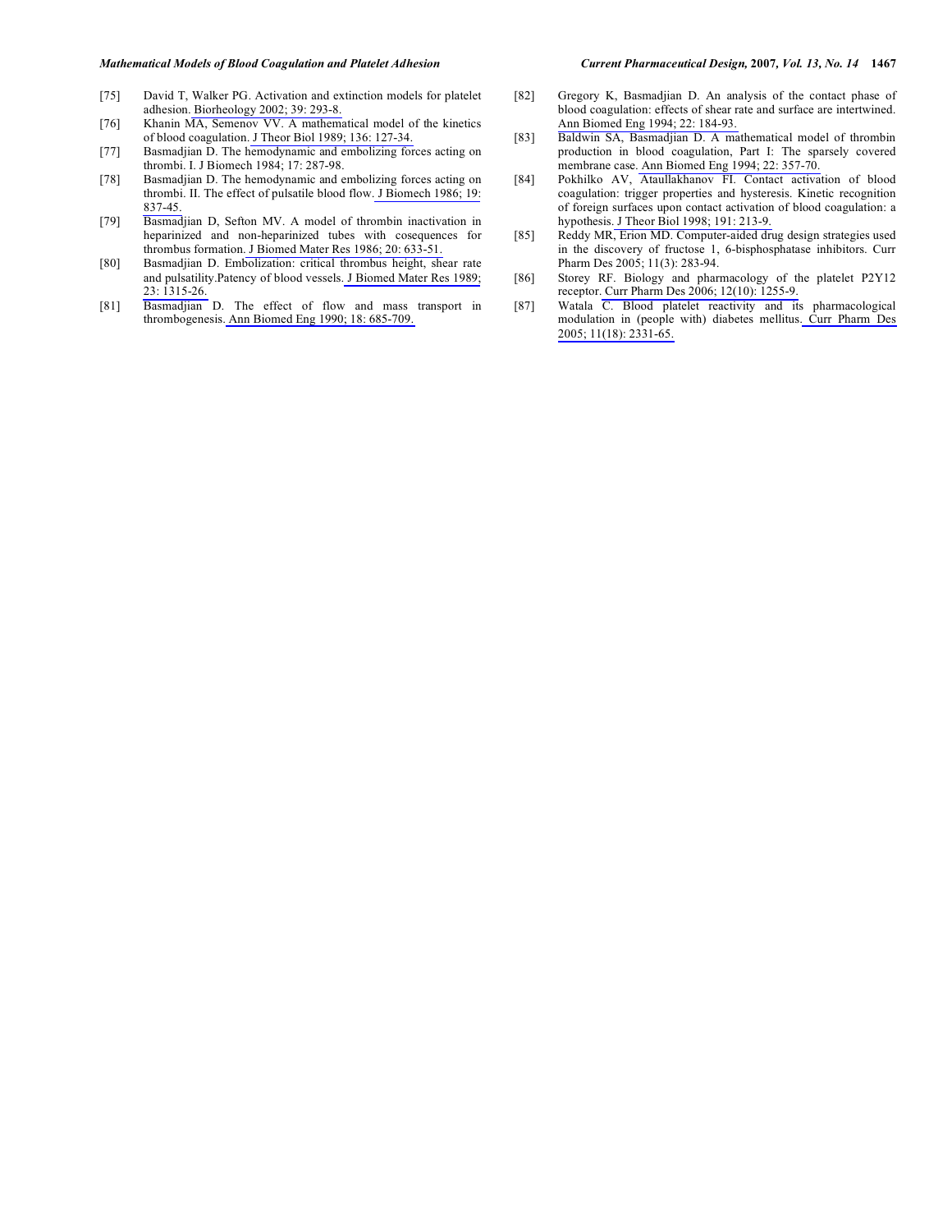[75] David T, Walker PG. Activation and extinction models for platelet adhesion. Biorheology 2002; 39: 293-8.

[76] Khanin MA, Semenov VV. A mathematical model of the kinetics of blood coagulation. J Theor Biol 1989; 136: 127-34.

[77] Basmadjian D. The hemodynamic and embolizing forces acting on thrombi. I. J Biomech 1984; 17: 287-98.

[78] Basmadjian D. The hemodynamic and embolizing forces acting on thrombi. II. The effect of pulsatile blood flow. J Biomech 1986; 19: 837-45.

[79] Basmadjian D, Sefton MV. A model of thrombin inactivation in heparinized and non-heparinized tubes with cosequences for thrombus formation. J Biomed Mater Res 1986; 20: 633-51.

[80] Basmadjian D. Embolization: critical thrombus height, shear rate and pulsatility.Patency of blood vessels. J Biomed Mater Res 1989; 23: 1315-26.

[81] Basmadjian D. The effect of flow and mass transport in thrombogenesis. Ann Biomed Eng 1990; 18: 685-709.

[82] Gregory K, Basmadjian D. An analysis of the contact phase of blood coagulation: effects of shear rate and surface are intertwined. Ann Biomed Eng 1994; 22: 184-93.

[83] Baldwin SA, Basmadjian D. A mathematical model of thrombin production in blood coagulation, Part I: The sparsely covered membrane case. Ann Biomed Eng 1994; 22: 357-70.

[84] Pokhilko AV, Ataullakhanov FI. Contact activation of blood coagulation: trigger properties and hysteresis. Kinetic recognition of foreign surfaces upon contact activation of blood coagulation: a hypothesis. J Theor Biol 1998; 191: 213-9.

[85] Reddy MR, Erion MD. Computer-aided drug design strategies used in the discovery of fructose 1, 6-bisphosphatase inhibitors. Curr Pharm Des 2005; 11(3): 283-94.

[86] Storey RF. Biology and pharmacology of the platelet P2Y12 receptor. Curr Pharm Des 2006; 12(10): 1255-9.

[87] Watala C. Blood platelet reactivity and its pharmacological modulation in (people with) diabetes mellitus. Curr Pharm Des 2005; 11(18): 2331-65.